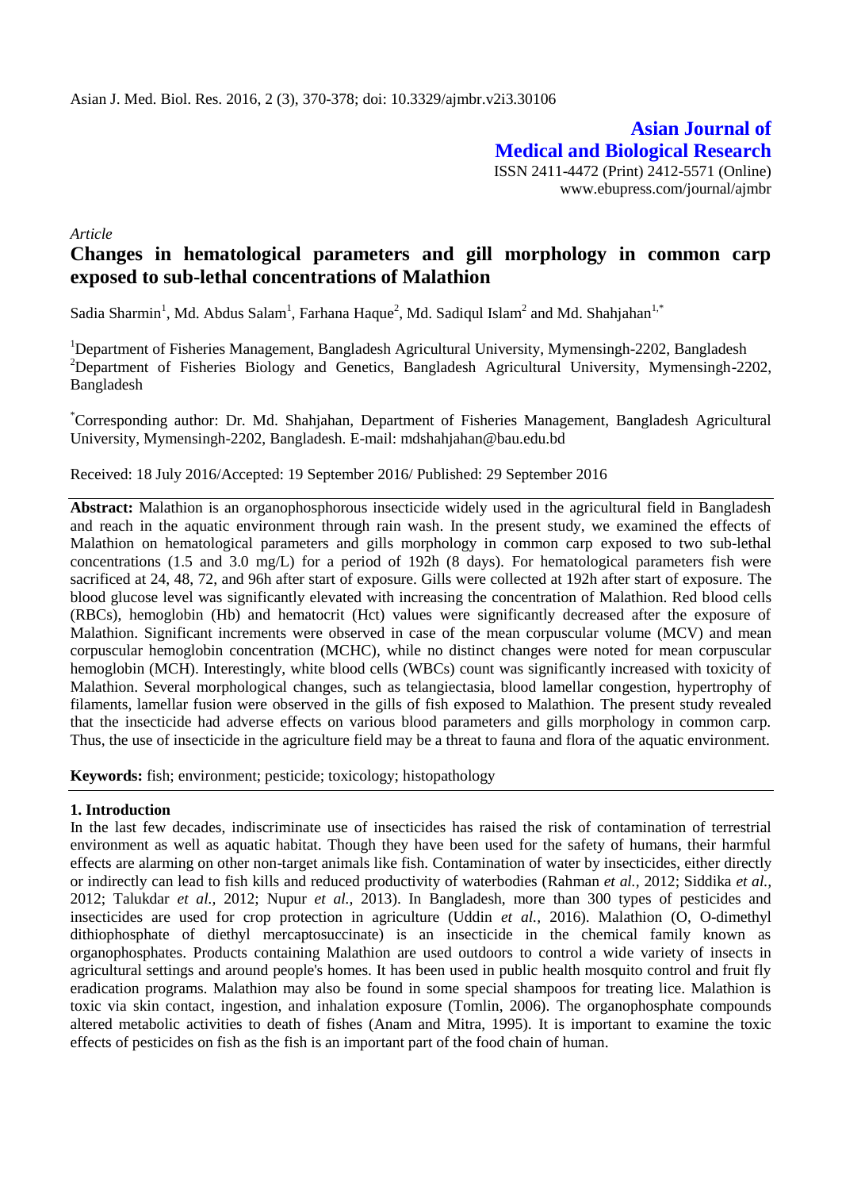Asian J. Med. Biol. Res. 2016, 2 (3), 370-378; doi: 10.3329/ajmbr.v2i3.30106

**Asian Journal of Medical and Biological Research**

ISSN 2411-4472 (Print) 2412-5571 (Online)
www.ebupress.com/journal/ajmbr

*Article*

# Changes in hematological parameters and gill morphology in common carp exposed to sub-lethal concentrations of Malathion

Sadia Sharmin[1], Md. Abdus Salam[1], Farhana Haque[2], Md. Sadiqul Islam[2] and Md. Shahjahan[1,*]

[1]Department of Fisheries Management, Bangladesh Agricultural University, Mymensingh-2202, Bangladesh
[2]Department of Fisheries Biology and Genetics, Bangladesh Agricultural University, Mymensingh-2202, Bangladesh

[*]Corresponding author: Dr. Md. Shahjahan, Department of Fisheries Management, Bangladesh Agricultural University, Mymensingh-2202, Bangladesh. E-mail: mdshahjahan@bau.edu.bd

Received: 18 July 2016/Accepted: 19 September 2016/ Published: 29 September 2016

**Abstract:** Malathion is an organophosphorous insecticide widely used in the agricultural field in Bangladesh and reach in the aquatic environment through rain wash. In the present study, we examined the effects of Malathion on hematological parameters and gills morphology in common carp exposed to two sub-lethal concentrations (1.5 and 3.0 mg/L) for a period of 192h (8 days). For hematological parameters fish were sacrificed at 24, 48, 72, and 96h after start of exposure. Gills were collected at 192h after start of exposure. The blood glucose level was significantly elevated with increasing the concentration of Malathion. Red blood cells (RBCs), hemoglobin (Hb) and hematocrit (Hct) values were significantly decreased after the exposure of Malathion. Significant increments were observed in case of the mean corpuscular volume (MCV) and mean corpuscular hemoglobin concentration (MCHC), while no distinct changes were noted for mean corpuscular hemoglobin (MCH). Interestingly, white blood cells (WBCs) count was significantly increased with toxicity of Malathion. Several morphological changes, such as telangiectasia, blood lamellar congestion, hypertrophy of filaments, lamellar fusion were observed in the gills of fish exposed to Malathion. The present study revealed that the insecticide had adverse effects on various blood parameters and gills morphology in common carp. Thus, the use of insecticide in the agriculture field may be a threat to fauna and flora of the aquatic environment.

**Keywords:** fish; environment; pesticide; toxicology; histopathology

## 1. Introduction

In the last few decades, indiscriminate use of insecticides has raised the risk of contamination of terrestrial environment as well as aquatic habitat. Though they have been used for the safety of humans, their harmful effects are alarming on other non-target animals like fish. Contamination of water by insecticides, either directly or indirectly can lead to fish kills and reduced productivity of waterbodies (Rahman *et al.,* 2012; Siddika *et al.,* 2012; Talukdar *et al.,* 2012; Nupur *et al.,* 2013). In Bangladesh, more than 300 types of pesticides and insecticides are used for crop protection in agriculture (Uddin *et al.,* 2016). Malathion (O, O-dimethyl dithiophosphate of diethyl mercaptosuccinate) is an insecticide in the chemical family known as organophosphates. Products containing Malathion are used outdoors to control a wide variety of insects in agricultural settings and around people's homes. It has been used in public health mosquito control and fruit fly eradication programs. Malathion may also be found in some special shampoos for treating lice. Malathion is toxic via skin contact, ingestion, and inhalation exposure (Tomlin, 2006). The organophosphate compounds altered metabolic activities to death of fishes (Anam and Mitra, 1995). It is important to examine the toxic effects of pesticides on fish as the fish is an important part of the food chain of human.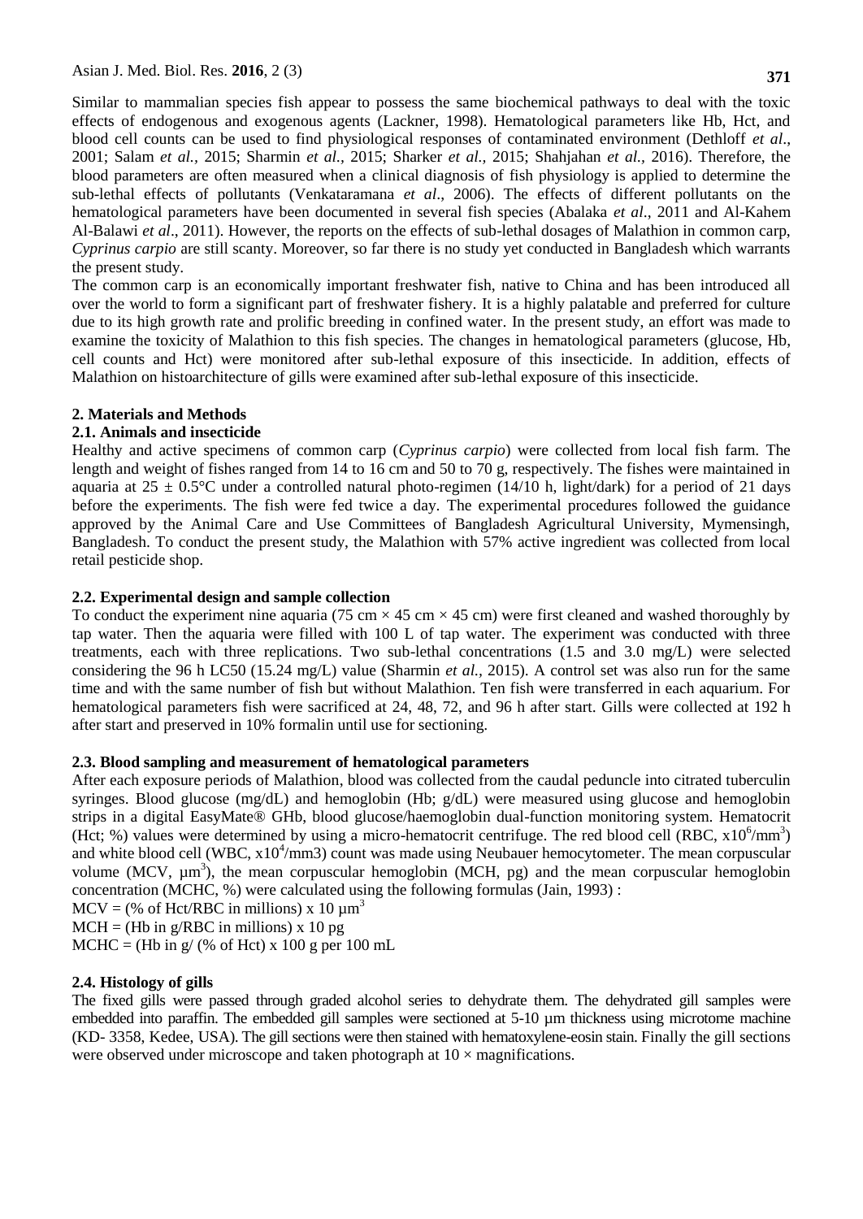Similar to mammalian species fish appear to possess the same biochemical pathways to deal with the toxic effects of endogenous and exogenous agents (Lackner, 1998). Hematological parameters like Hb, Hct, and blood cell counts can be used to find physiological responses of contaminated environment (Dethloff *et al*., 2001; Salam *et al.,* 2015; Sharmin *et al.,* 2015; Sharker *et al.,* 2015; Shahjahan *et al.,* 2016). Therefore, the blood parameters are often measured when a clinical diagnosis of fish physiology is applied to determine the sub-lethal effects of pollutants (Venkataramana *et al*., 2006). The effects of different pollutants on the hematological parameters have been documented in several fish species (Abalaka *et al*., 2011 and Al-Kahem Al-Balawi *et al*., 2011). However, the reports on the effects of sub-lethal dosages of Malathion in common carp, *Cyprinus carpio* are still scanty. Moreover, so far there is no study yet conducted in Bangladesh which warrants the present study.

The common carp is an economically important freshwater fish, native to China and has been introduced all over the world to form a significant part of freshwater fishery. It is a highly palatable and preferred for culture due to its high growth rate and prolific breeding in confined water. In the present study, an effort was made to examine the toxicity of Malathion to this fish species. The changes in hematological parameters (glucose, Hb, cell counts and Hct) were monitored after sub-lethal exposure of this insecticide. In addition, effects of Malathion on histoarchitecture of gills were examined after sub-lethal exposure of this insecticide.

## 2. Materials and Methods

### 2.1. Animals and insecticide

Healthy and active specimens of common carp (*Cyprinus carpio*) were collected from local fish farm. The length and weight of fishes ranged from 14 to 16 cm and 50 to 70 g, respectively. The fishes were maintained in aquaria at $25 \pm 0.5$°C under a controlled natural photo-regimen (14/10 h, light/dark) for a period of 21 days before the experiments. The fish were fed twice a day. The experimental procedures followed the guidance approved by the Animal Care and Use Committees of Bangladesh Agricultural University, Mymensingh, Bangladesh. To conduct the present study, the Malathion with 57% active ingredient was collected from local retail pesticide shop.

### 2.2. Experimental design and sample collection

To conduct the experiment nine aquaria (75 cm × 45 cm × 45 cm) were first cleaned and washed thoroughly by tap water. Then the aquaria were filled with 100 L of tap water. The experiment was conducted with three treatments, each with three replications. Two sub-lethal concentrations (1.5 and 3.0 mg/L) were selected considering the 96 h LC50 (15.24 mg/L) value (Sharmin *et al.,* 2015). A control set was also run for the same time and with the same number of fish but without Malathion. Ten fish were transferred in each aquarium. For hematological parameters fish were sacrificed at 24, 48, 72, and 96 h after start. Gills were collected at 192 h after start and preserved in 10% formalin until use for sectioning.

### 2.3. Blood sampling and measurement of hematological parameters

After each exposure periods of Malathion, blood was collected from the caudal peduncle into citrated tuberculin syringes. Blood glucose (mg/dL) and hemoglobin (Hb; g/dL) were measured using glucose and hemoglobin strips in a digital EasyMate® GHb, blood glucose/haemoglobin dual-function monitoring system. Hematocrit (Hct; %) values were determined by using a micro-hematocrit centrifuge. The red blood cell (RBC, $x10^6/mm^3$) and white blood cell (WBC, $x10^4$/mm3) count was made using Neubauer hemocytometer. The mean corpuscular volume (MCV, $\mu m^3$), the mean corpuscular hemoglobin (MCH, pg) and the mean corpuscular hemoglobin concentration (MCHC, %) were calculated using the following formulas (Jain, 1993) :

MCV = (% of Hct/RBC in millions) x 10 $\mu m^3$

MCH = (Hb in g/RBC in millions) x 10 pg

MCHC = (Hb in g/ (% of Hct) x 100 g per 100 mL

### 2.4. Histology of gills

The fixed gills were passed through graded alcohol series to dehydrate them. The dehydrated gill samples were embedded into paraffin. The embedded gill samples were sectioned at 5-10 µm thickness using microtome machine (KD- 3358, Kedee, USA). The gill sections were then stained with hematoxylene-eosin stain. Finally the gill sections were observed under microscope and taken photograph at 10 × magnifications.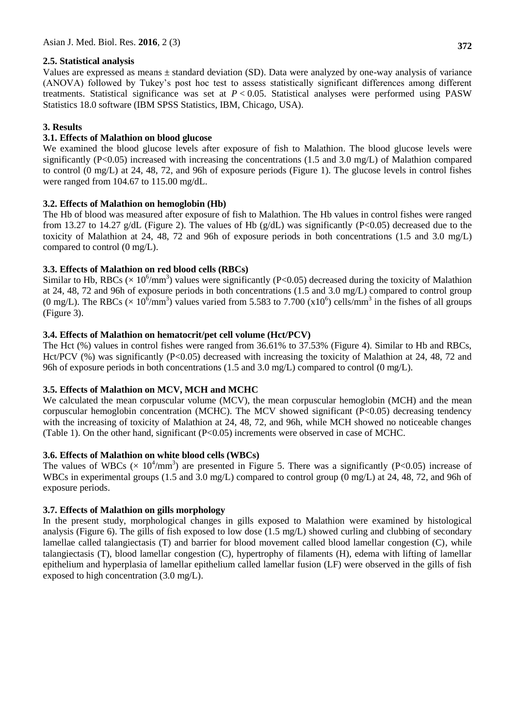### 2.5. Statistical analysis

Values are expressed as means ± standard deviation (SD). Data were analyzed by one-way analysis of variance (ANOVA) followed by Tukey's post hoc test to assess statistically significant differences among different treatments. Statistical significance was set at $P < 0.05$. Statistical analyses were performed using PASW Statistics 18.0 software (IBM SPSS Statistics, IBM, Chicago, USA).

## 3. Results

### 3.1. Effects of Malathion on blood glucose

We examined the blood glucose levels after exposure of fish to Malathion. The blood glucose levels were significantly (P<0.05) increased with increasing the concentrations (1.5 and 3.0 mg/L) of Malathion compared to control (0 mg/L) at 24, 48, 72, and 96h of exposure periods (Figure 1). The glucose levels in control fishes were ranged from 104.67 to 115.00 mg/dL.

### 3.2. Effects of Malathion on hemoglobin (Hb)

The Hb of blood was measured after exposure of fish to Malathion. The Hb values in control fishes were ranged from 13.27 to 14.27 g/dL (Figure 2). The values of Hb (g/dL) was significantly (P<0.05) decreased due to the toxicity of Malathion at 24, 48, 72 and 96h of exposure periods in both concentrations (1.5 and 3.0 mg/L) compared to control (0 mg/L).

### 3.3. Effects of Malathion on red blood cells (RBCs)

Similar to Hb, RBCs ($\times 10^6/mm^3$) values were significantly (P<0.05) decreased during the toxicity of Malathion at 24, 48, 72 and 96h of exposure periods in both concentrations (1.5 and 3.0 mg/L) compared to control group (0 mg/L). The RBCs ($\times 10^6/mm^3$) values varied from 5.583 to 7.700 ($x10^6$) cells/$mm^3$ in the fishes of all groups (Figure 3).

### 3.4. Effects of Malathion on hematocrit/pet cell volume (Hct/PCV)

The Hct (%) values in control fishes were ranged from 36.61% to 37.53% (Figure 4). Similar to Hb and RBCs, Hct/PCV (%) was significantly (P<0.05) decreased with increasing the toxicity of Malathion at 24, 48, 72 and 96h of exposure periods in both concentrations (1.5 and 3.0 mg/L) compared to control (0 mg/L).

### 3.5. Effects of Malathion on MCV, MCH and MCHC

We calculated the mean corpuscular volume (MCV), the mean corpuscular hemoglobin (MCH) and the mean corpuscular hemoglobin concentration (MCHC). The MCV showed significant (P<0.05) decreasing tendency with the increasing of toxicity of Malathion at 24, 48, 72, and 96h, while MCH showed no noticeable changes (Table 1). On the other hand, significant (P<0.05) increments were observed in case of MCHC.

### 3.6. Effects of Malathion on white blood cells (WBCs)

The values of WBCs ($\times 10^4/mm^3$) are presented in Figure 5. There was a significantly (P<0.05) increase of WBCs in experimental groups (1.5 and 3.0 mg/L) compared to control group (0 mg/L) at 24, 48, 72, and 96h of exposure periods.

### 3.7. Effects of Malathion on gills morphology

In the present study, morphological changes in gills exposed to Malathion were examined by histological analysis (Figure 6). The gills of fish exposed to low dose (1.5 mg/L) showed curling and clubbing of secondary lamellae called talangiectasis (T) and barrier for blood movement called blood lamellar congestion (C), while talangiectasis (T), blood lamellar congestion (C), hypertrophy of filaments (H), edema with lifting of lamellar epithelium and hyperplasia of lamellar epithelium called lamellar fusion (LF) were observed in the gills of fish exposed to high concentration (3.0 mg/L).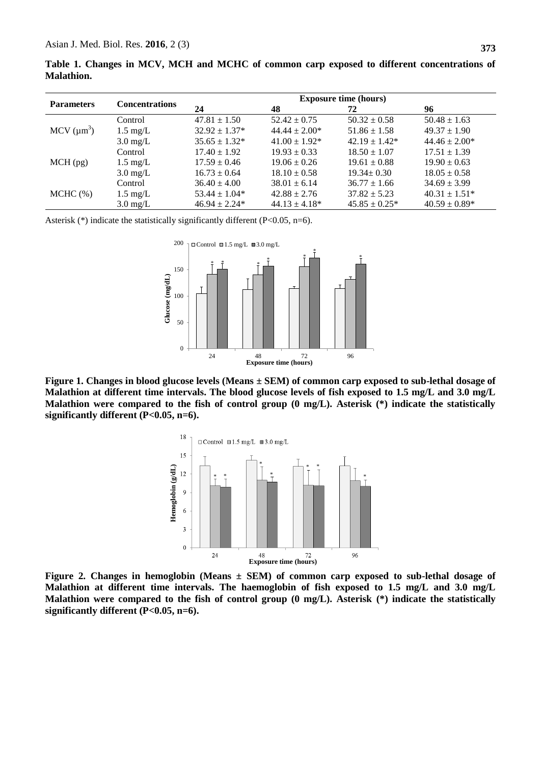**Table 1. Changes in MCV, MCH and MCHC of common carp exposed to different concentrations of Malathion.**

| Parameters | Concentrations | Exposure time (hours) | | | |
|---|---|---|---|---|---|
| | | 24 | 48 | 72 | 96 |
| MCV ($\mu m^3$) | Control | 47.81 ± 1.50 | 52.42 ± 0.75 | 50.32 ± 0.58 | 50.48 ± 1.63 |
| | 1.5 mg/L | 32.92 ± 1.37* | 44.44 ± 2.00* | 51.86 ± 1.58 | 49.37 ± 1.90 |
| | 3.0 mg/L | 35.65 ± 1.32* | 41.00 ± 1.92* | 42.19 ± 1.42* | 44.46 ± 2.00* |
| MCH (pg) | Control | 17.40 ± 1.92 | 19.93 ± 0.33 | 18.50 ± 1.07 | 17.51 ± 1.39 |
| | 1.5 mg/L | 17.59 ± 0.46 | 19.06 ± 0.26 | 19.61 ± 0.88 | 19.90 ± 0.63 |
| | 3.0 mg/L | 16.73 ± 0.64 | 18.10 ± 0.58 | 19.34± 0.30 | 18.05 ± 0.58 |
| MCHC (%) | Control | 36.40 ± 4.00 | 38.01 ± 6.14 | 36.77 ± 1.66 | 34.69 ± 3.99 |
| | 1.5 mg/L | 53.44 ± 1.04* | 42.88 ± 2.76 | 37.82 ± 5.23 | 40.31 ± 1.51* |
| | 3.0 mg/L | 46.94 ± 2.24* | 44.13 ± 4.18* | 45.85 ± 0.25* | 40.59 ± 0.89* |

Asterisk (*) indicate the statistically significantly different ($P<0.05$, n=6).

**Figure 1. Changes in blood glucose levels (Means ± SEM) of common carp exposed to sub-lethal dosage of Malathion at different time intervals. The blood glucose levels of fish exposed to 1.5 mg/L and 3.0 mg/L Malathion were compared to the fish of control group (0 mg/L). Asterisk (*) indicate the statistically significantly different ($P<0.05$, n=6).**

**Figure 2. Changes in hemoglobin (Means ± SEM) of common carp exposed to sub-lethal dosage of Malathion at different time intervals. The haemoglobin of fish exposed to 1.5 mg/L and 3.0 mg/L Malathion were compared to the fish of control group (0 mg/L). Asterisk (*) indicate the statistically significantly different ($P<0.05$, n=6).**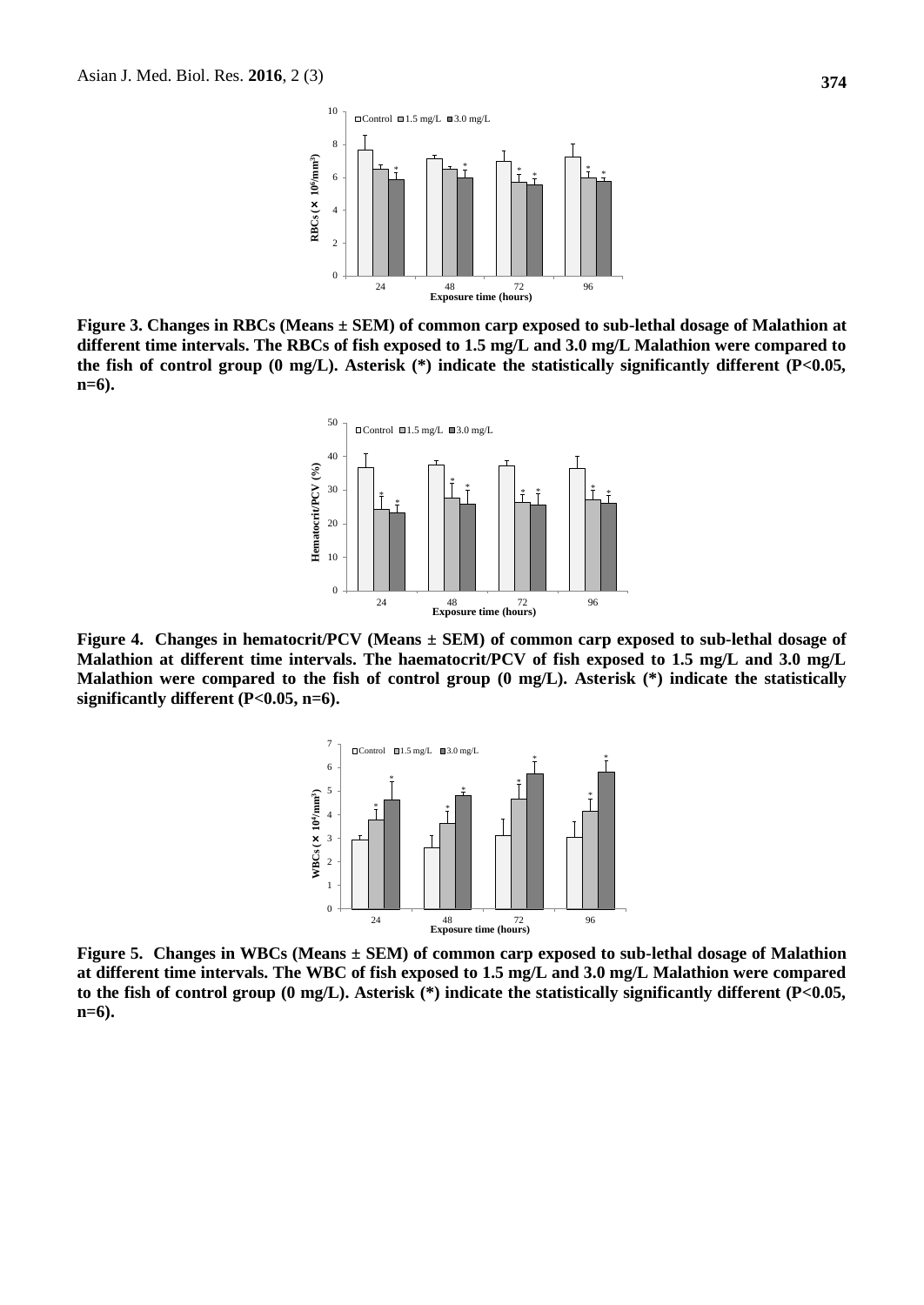**Figure 3. Changes in RBCs (Means ± SEM) of common carp exposed to sub-lethal dosage of Malathion at different time intervals. The RBCs of fish exposed to 1.5 mg/L and 3.0 mg/L Malathion were compared to the fish of control group (0 mg/L). Asterisk (*) indicate the statistically significantly different (P<0.05, n=6).**

**Figure 4. Changes in hematocrit/PCV (Means ± SEM) of common carp exposed to sub-lethal dosage of Malathion at different time intervals. The haematocrit/PCV of fish exposed to 1.5 mg/L and 3.0 mg/L Malathion were compared to the fish of control group (0 mg/L). Asterisk (*) indicate the statistically significantly different (P<0.05, n=6).**

**Figure 5. Changes in WBCs (Means ± SEM) of common carp exposed to sub-lethal dosage of Malathion at different time intervals. The WBC of fish exposed to 1.5 mg/L and 3.0 mg/L Malathion were compared to the fish of control group (0 mg/L). Asterisk (*) indicate the statistically significantly different (P<0.05, n=6).**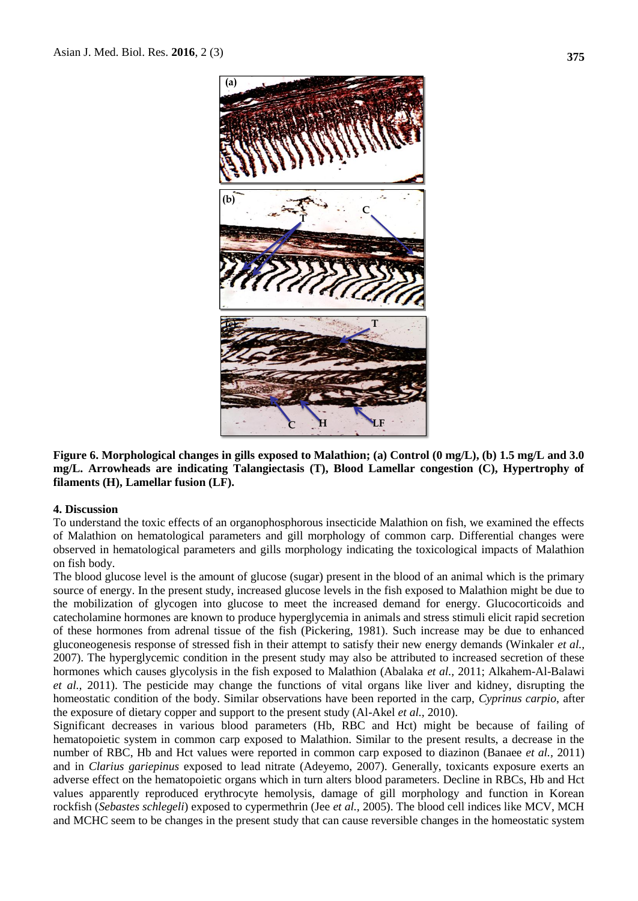**Figure 6. Morphological changes in gills exposed to Malathion; (a) Control (0 mg/L), (b) 1.5 mg/L and 3.0 mg/L. Arrowheads are indicating Talangiectasis (T), Blood Lamellar congestion (C), Hypertrophy of filaments (H), Lamellar fusion (LF).**

## 4. Discussion

To understand the toxic effects of an organophosphorous insecticide Malathion on fish, we examined the effects of Malathion on hematological parameters and gill morphology of common carp. Differential changes were observed in hematological parameters and gills morphology indicating the toxicological impacts of Malathion on fish body.

The blood glucose level is the amount of glucose (sugar) present in the blood of an animal which is the primary source of energy. In the present study, increased glucose levels in the fish exposed to Malathion might be due to the mobilization of glycogen into glucose to meet the increased demand for energy. Glucocorticoids and catecholamine hormones are known to produce hyperglycemia in animals and stress stimuli elicit rapid secretion of these hormones from adrenal tissue of the fish (Pickering, 1981). Such increase may be due to enhanced gluconeogenesis response of stressed fish in their attempt to satisfy their new energy demands (Winkaler *et al.,* 2007). The hyperglycemic condition in the present study may also be attributed to increased secretion of these hormones which causes glycolysis in the fish exposed to Malathion (Abalaka *et al.*, 2011; Alkahem-Al-Balawi *et al.,* 2011). The pesticide may change the functions of vital organs like liver and kidney, disrupting the homeostatic condition of the body. Similar observations have been reported in the carp, *Cyprinus carpio*, after the exposure of dietary copper and support to the present study (Al-Akel *et al.,* 2010).

Significant decreases in various blood parameters (Hb, RBC and Hct) might be because of failing of hematopoietic system in common carp exposed to Malathion. Similar to the present results, a decrease in the number of RBC, Hb and Hct values were reported in common carp exposed to diazinon (Banaee *et al.,* 2011) and in *Clarius gariepinus* exposed to lead nitrate (Adeyemo, 2007). Generally, toxicants exposure exerts an adverse effect on the hematopoietic organs which in turn alters blood parameters. Decline in RBCs, Hb and Hct values apparently reproduced erythrocyte hemolysis, damage of gill morphology and function in Korean rockfish (*Sebastes schlegeli*) exposed to cypermethrin (Jee *et al.,* 2005). The blood cell indices like MCV, MCH and MCHC seem to be changes in the present study that can cause reversible changes in the homeostatic system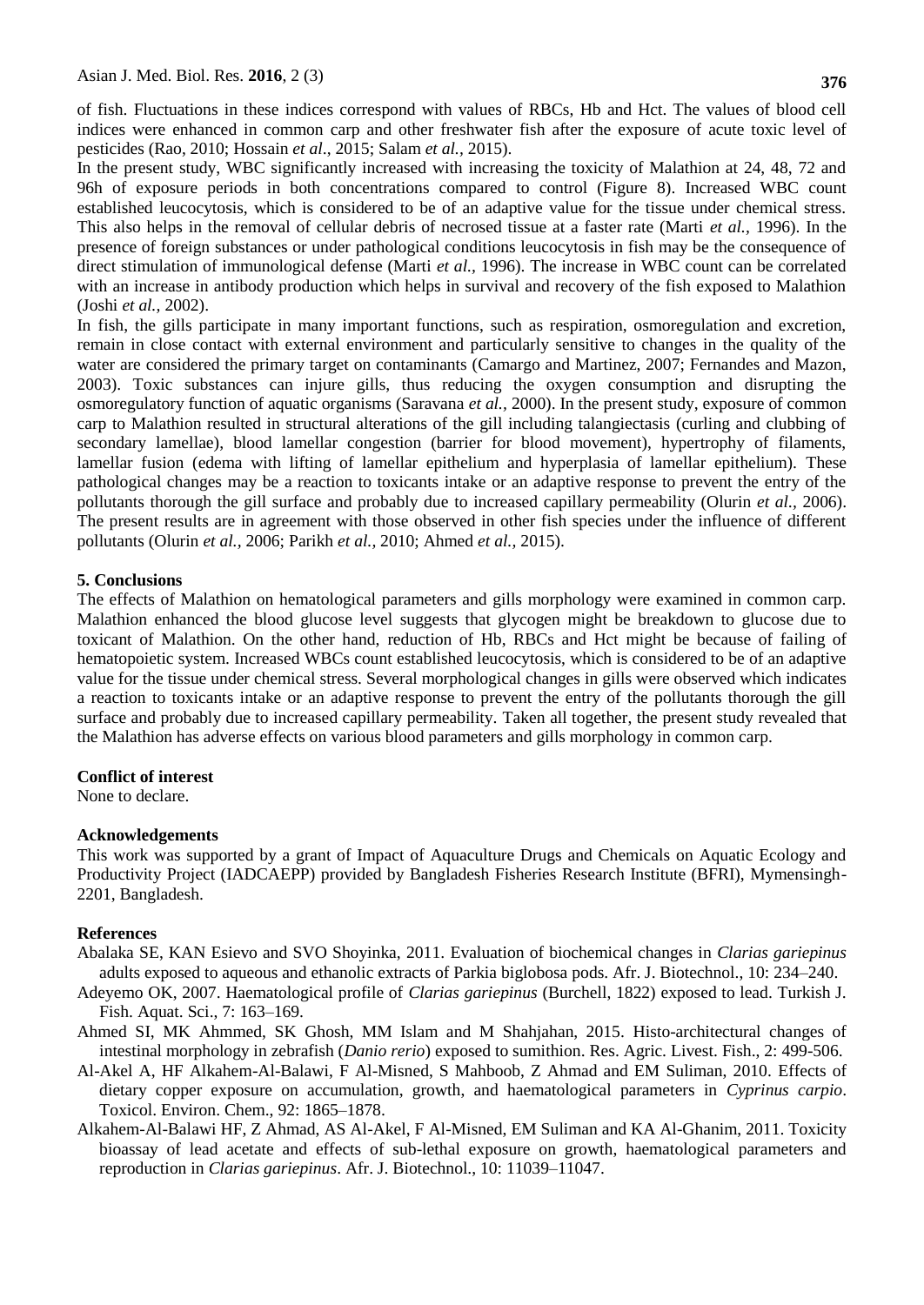of fish. Fluctuations in these indices correspond with values of RBCs, Hb and Hct. The values of blood cell indices were enhanced in common carp and other freshwater fish after the exposure of acute toxic level of pesticides (Rao, 2010; Hossain *et al*., 2015; Salam *et al.,* 2015).

In the present study, WBC significantly increased with increasing the toxicity of Malathion at 24, 48, 72 and 96h of exposure periods in both concentrations compared to control (Figure 8). Increased WBC count established leucocytosis, which is considered to be of an adaptive value for the tissue under chemical stress. This also helps in the removal of cellular debris of necrosed tissue at a faster rate (Marti *et al.,* 1996). In the presence of foreign substances or under pathological conditions leucocytosis in fish may be the consequence of direct stimulation of immunological defense (Marti *et al.,* 1996). The increase in WBC count can be correlated with an increase in antibody production which helps in survival and recovery of the fish exposed to Malathion (Joshi *et al.,* 2002).

In fish, the gills participate in many important functions, such as respiration, osmoregulation and excretion, remain in close contact with external environment and particularly sensitive to changes in the quality of the water are considered the primary target on contaminants (Camargo and Martinez, 2007; Fernandes and Mazon, 2003). Toxic substances can injure gills, thus reducing the oxygen consumption and disrupting the osmoregulatory function of aquatic organisms (Saravana *et al.,* 2000). In the present study, exposure of common carp to Malathion resulted in structural alterations of the gill including talangiectasis (curling and clubbing of secondary lamellae), blood lamellar congestion (barrier for blood movement), hypertrophy of filaments, lamellar fusion (edema with lifting of lamellar epithelium and hyperplasia of lamellar epithelium). These pathological changes may be a reaction to toxicants intake or an adaptive response to prevent the entry of the pollutants thorough the gill surface and probably due to increased capillary permeability (Olurin *et al.,* 2006). The present results are in agreement with those observed in other fish species under the influence of different pollutants (Olurin *et al.,* 2006; Parikh *et al.,* 2010; Ahmed *et al.,* 2015).

## 5. Conclusions

The effects of Malathion on hematological parameters and gills morphology were examined in common carp. Malathion enhanced the blood glucose level suggests that glycogen might be breakdown to glucose due to toxicant of Malathion. On the other hand, reduction of Hb, RBCs and Hct might be because of failing of hematopoietic system. Increased WBCs count established leucocytosis, which is considered to be of an adaptive value for the tissue under chemical stress. Several morphological changes in gills were observed which indicates a reaction to toxicants intake or an adaptive response to prevent the entry of the pollutants thorough the gill surface and probably due to increased capillary permeability. Taken all together, the present study revealed that the Malathion has adverse effects on various blood parameters and gills morphology in common carp.

## Conflict of interest

None to declare.

## Acknowledgements

This work was supported by a grant of Impact of Aquaculture Drugs and Chemicals on Aquatic Ecology and Productivity Project (IADCAEPP) provided by Bangladesh Fisheries Research Institute (BFRI), Mymensingh-2201, Bangladesh.

## References

Abalaka SE, KAN Esievo and SVO Shoyinka, 2011. Evaluation of biochemical changes in *Clarias gariepinus* adults exposed to aqueous and ethanolic extracts of Parkia biglobosa pods. Afr. J. Biotechnol., 10: 234–240.

Adeyemo OK, 2007. Haematological profile of *Clarias gariepinus* (Burchell, 1822) exposed to lead. Turkish J. Fish. Aquat. Sci., 7: 163–169.

Ahmed SI, MK Ahmmed, SK Ghosh, MM Islam and M Shahjahan, 2015. Histo-architectural changes of intestinal morphology in zebrafish (*Danio rerio*) exposed to sumithion. Res. Agric. Livest. Fish., 2: 499-506.

Al-Akel A, HF Alkahem-Al-Balawi, F Al-Misned, S Mahboob, Z Ahmad and EM Suliman, 2010. Effects of dietary copper exposure on accumulation, growth, and haematological parameters in *Cyprinus carpio*. Toxicol. Environ. Chem., 92: 1865–1878.

Alkahem-Al-Balawi HF, Z Ahmad, AS Al-Akel, F Al-Misned, EM Suliman and KA Al-Ghanim, 2011. Toxicity bioassay of lead acetate and effects of sub-lethal exposure on growth, haematological parameters and reproduction in *Clarias gariepinus*. Afr. J. Biotechnol., 10: 11039–11047.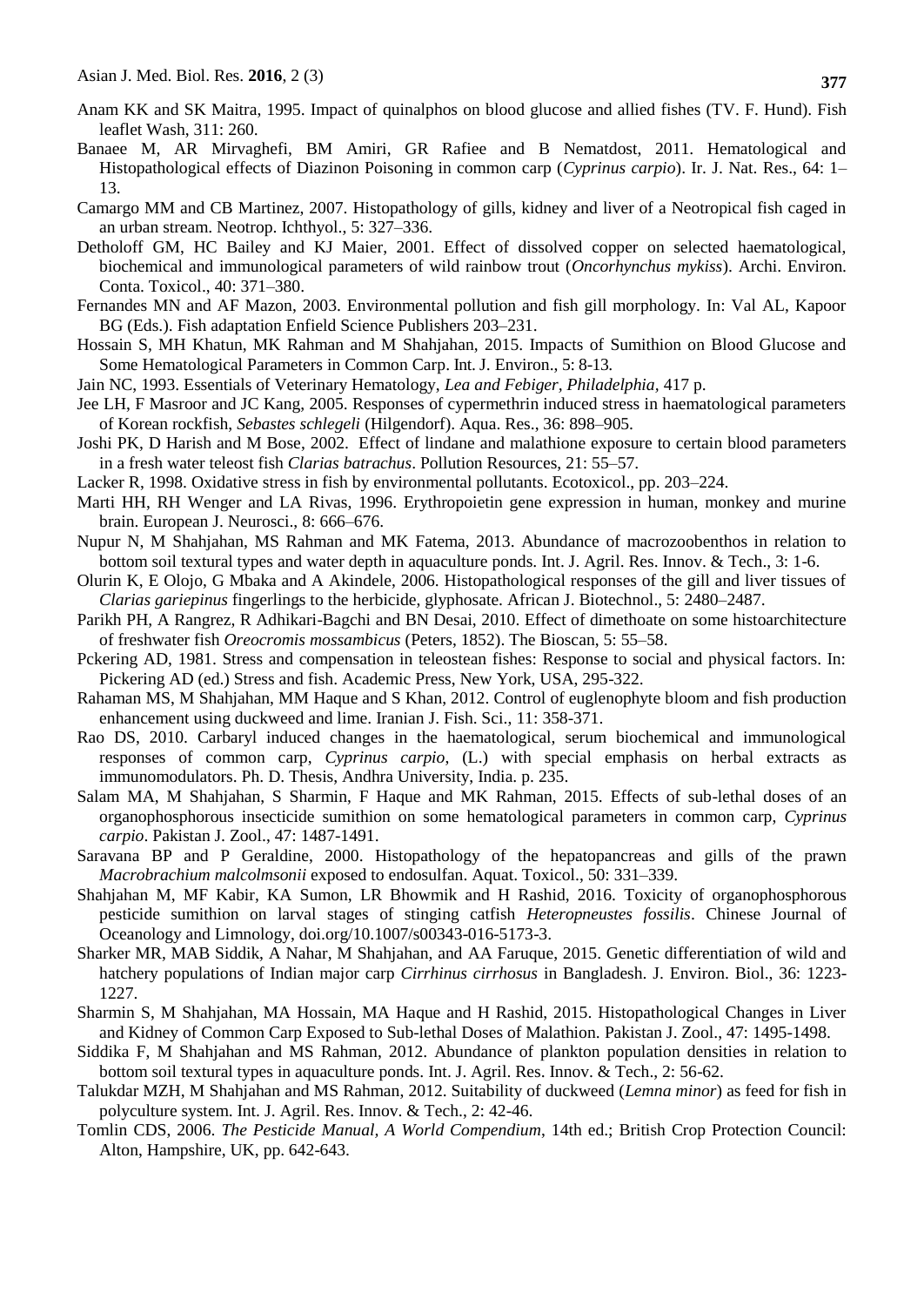Anam KK and SK Maitra, 1995. Impact of quinalphos on blood glucose and allied fishes (TV. F. Hund). Fish leaflet Wash, 311: 260.

Banaee M, AR Mirvaghefi, BM Amiri, GR Rafiee and B Nematdost, 2011. Hematological and Histopathological effects of Diazinon Poisoning in common carp (*Cyprinus carpio*). Ir. J. Nat. Res., 64: 1–13.

Camargo MM and CB Martinez, 2007. Histopathology of gills, kidney and liver of a Neotropical fish caged in an urban stream. Neotrop. Ichthyol., 5: 327–336.

Detholoff GM, HC Bailey and KJ Maier, 2001. Effect of dissolved copper on selected haematological, biochemical and immunological parameters of wild rainbow trout (*Oncorhynchus mykiss*). Archi. Environ. Conta. Toxicol., 40: 371–380.

Fernandes MN and AF Mazon, 2003. Environmental pollution and fish gill morphology. In: Val AL, Kapoor BG (Eds.). Fish adaptation Enfield Science Publishers 203–231.

Hossain S, MH Khatun, MK Rahman and M Shahjahan, 2015. Impacts of Sumithion on Blood Glucose and Some Hematological Parameters in Common Carp. Int. J. Environ., 5: 8-13.

Jain NC, 1993. Essentials of Veterinary Hematology, *Lea and Febiger, Philadelphia*, 417 p.

Jee LH, F Masroor and JC Kang, 2005. Responses of cypermethrin induced stress in haematological parameters of Korean rockfish, *Sebastes schlegeli* (Hilgendorf). Aqua. Res., 36: 898–905.

Joshi PK, D Harish and M Bose, 2002. Effect of lindane and malathione exposure to certain blood parameters in a fresh water teleost fish *Clarias batrachus*. Pollution Resources, 21: 55–57.

Lacker R, 1998. Oxidative stress in fish by environmental pollutants. Ecotoxicol., pp. 203–224.

Marti HH, RH Wenger and LA Rivas, 1996. Erythropoietin gene expression in human, monkey and murine brain. European J. Neurosci., 8: 666–676.

Nupur N, M Shahjahan, MS Rahman and MK Fatema, 2013. Abundance of macrozoobenthos in relation to bottom soil textural types and water depth in aquaculture ponds. Int. J. Agril. Res. Innov. & Tech., 3: 1-6.

Olurin K, E Olojo, G Mbaka and A Akindele, 2006. Histopathological responses of the gill and liver tissues of *Clarias gariepinus* fingerlings to the herbicide, glyphosate. African J. Biotechnol., 5: 2480–2487.

Parikh PH, A Rangrez, R Adhikari-Bagchi and BN Desai, 2010. Effect of dimethoate on some histoarchitecture of freshwater fish *Oreocromis mossambicus* (Peters, 1852). The Bioscan, 5: 55–58.

Pckering AD, 1981. Stress and compensation in teleostean fishes: Response to social and physical factors. In: Pickering AD (ed.) Stress and fish. Academic Press, New York, USA, 295-322.

Rahaman MS, M Shahjahan, MM Haque and S Khan, 2012. Control of euglenophyte bloom and fish production enhancement using duckweed and lime. Iranian J. Fish. Sci., 11: 358-371.

Rao DS, 2010. Carbaryl induced changes in the haematological, serum biochemical and immunological responses of common carp, *Cyprinus carpio*, (L.) with special emphasis on herbal extracts as immunomodulators. Ph. D. Thesis, Andhra University, India. p. 235.

Salam MA, M Shahjahan, S Sharmin, F Haque and MK Rahman, 2015. Effects of sub-lethal doses of an organophosphorous insecticide sumithion on some hematological parameters in common carp, *Cyprinus carpio*. Pakistan J. Zool., 47: 1487-1491.

Saravana BP and P Geraldine, 2000. Histopathology of the hepatopancreas and gills of the prawn *Macrobrachium malcolmsonii* exposed to endosulfan. Aquat. Toxicol., 50: 331–339.

Shahjahan M, MF Kabir, KA Sumon, LR Bhowmik and H Rashid, 2016. Toxicity of organophosphorous pesticide sumithion on larval stages of stinging catfish *Heteropneustes fossilis*. Chinese Journal of Oceanology and Limnology, doi.org/10.1007/s00343-016-5173-3.

Sharker MR, MAB Siddik, A Nahar, M Shahjahan, and AA Faruque, 2015. Genetic differentiation of wild and hatchery populations of Indian major carp *Cirrhinus cirrhosus* in Bangladesh. J. Environ. Biol., 36: 1223-1227.

Sharmin S, M Shahjahan, MA Hossain, MA Haque and H Rashid, 2015. Histopathological Changes in Liver and Kidney of Common Carp Exposed to Sub-lethal Doses of Malathion. Pakistan J. Zool., 47: 1495-1498.

Siddika F, M Shahjahan and MS Rahman, 2012. Abundance of plankton population densities in relation to bottom soil textural types in aquaculture ponds. Int. J. Agril. Res. Innov. & Tech., 2: 56-62.

Talukdar MZH, M Shahjahan and MS Rahman, 2012. Suitability of duckweed (*Lemna minor*) as feed for fish in polyculture system. Int. J. Agril. Res. Innov. & Tech., 2: 42-46.

Tomlin CDS, 2006. *The Pesticide Manual, A World Compendium*, 14th ed.; British Crop Protection Council: Alton, Hampshire, UK, pp. 642-643.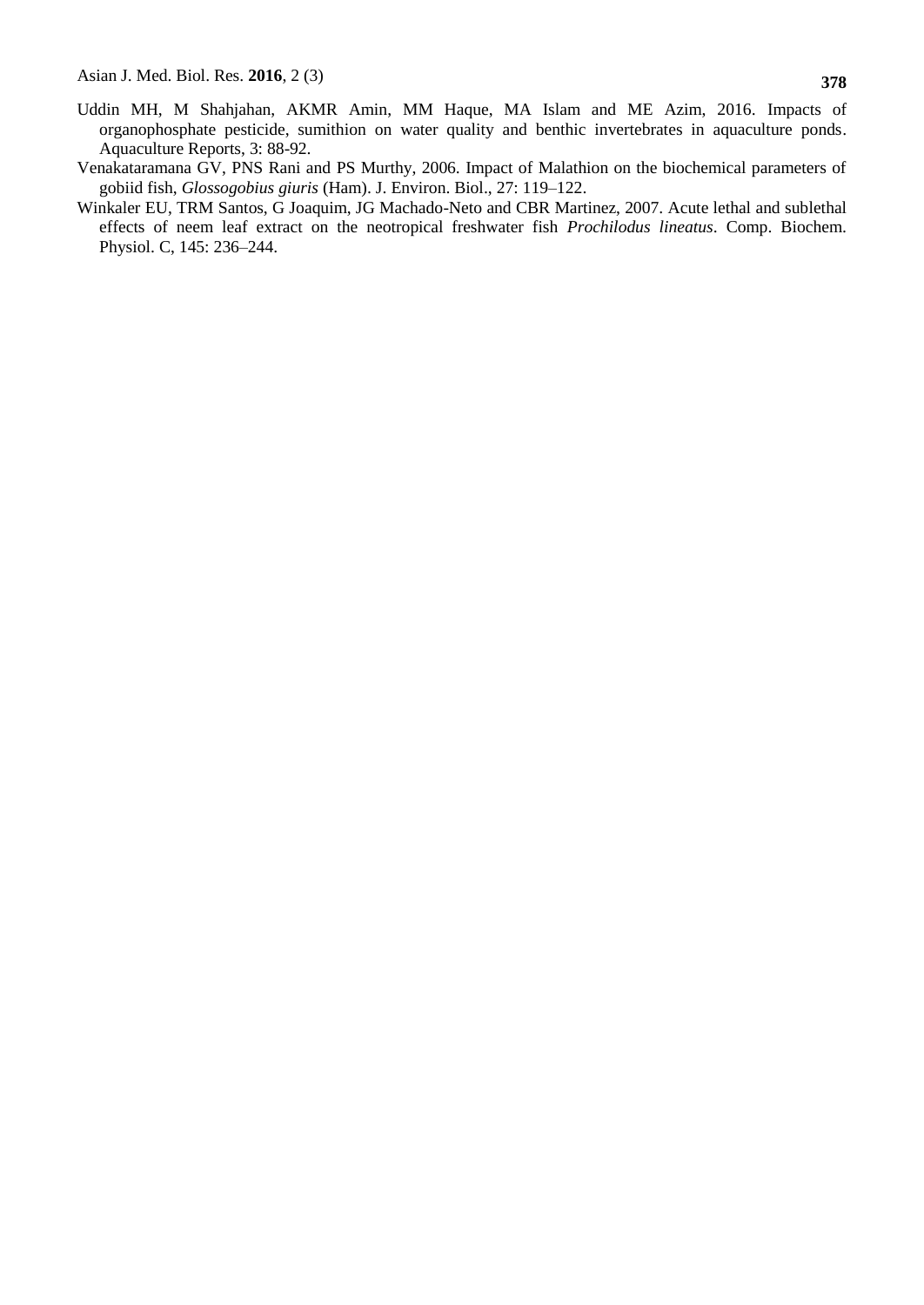Uddin MH, M Shahjahan, AKMR Amin, MM Haque, MA Islam and ME Azim, 2016. Impacts of organophosphate pesticide, sumithion on water quality and benthic invertebrates in aquaculture ponds. Aquaculture Reports, 3: 88-92.

Venakataramana GV, PNS Rani and PS Murthy, 2006. Impact of Malathion on the biochemical parameters of gobiid fish, *Glossogobius giuris* (Ham). J. Environ. Biol., 27: 119–122.

Winkaler EU, TRM Santos, G Joaquim, JG Machado-Neto and CBR Martinez, 2007. Acute lethal and sublethal effects of neem leaf extract on the neotropical freshwater fish *Prochilodus lineatus*. Comp. Biochem. Physiol. C, 145: 236–244.